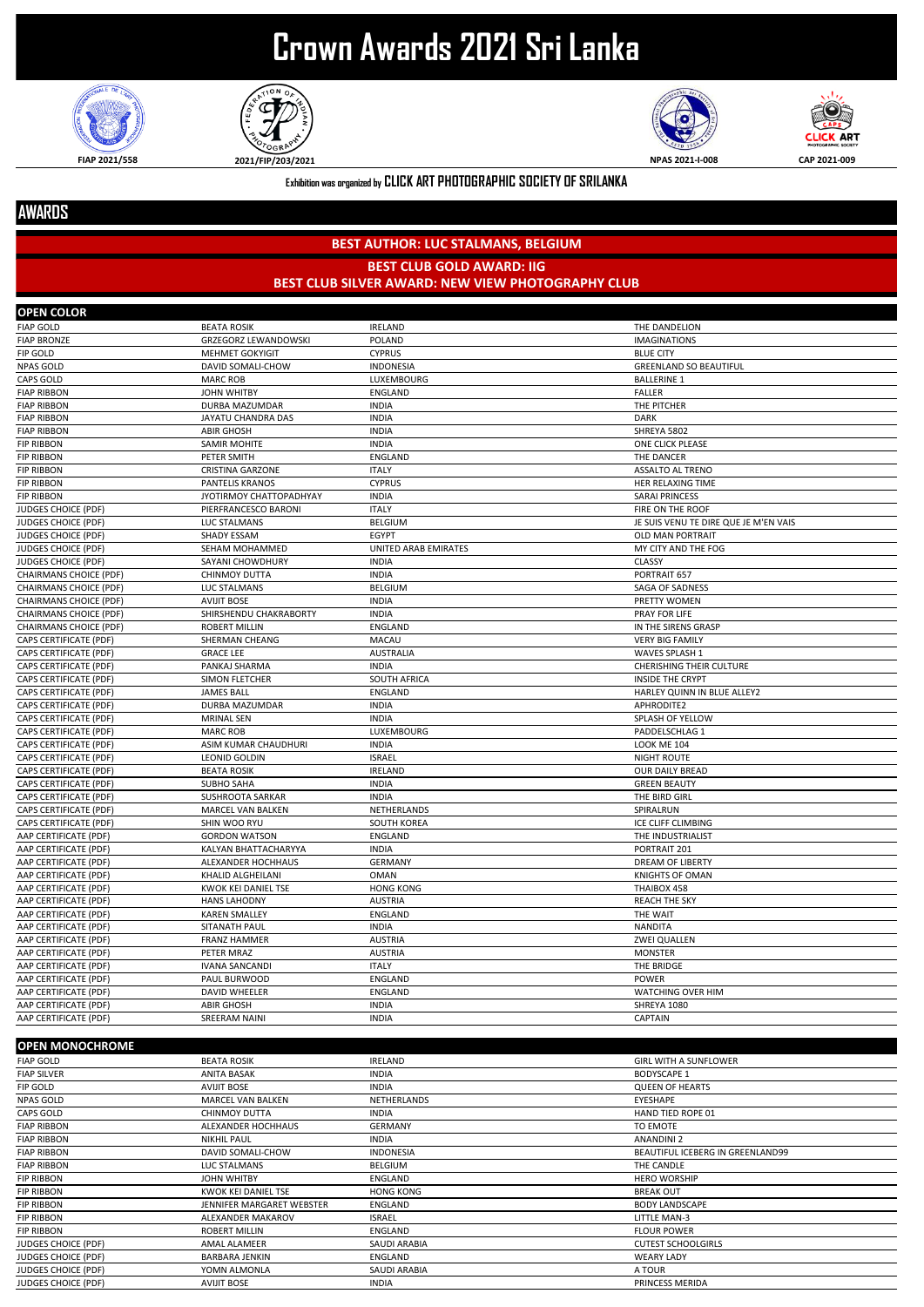# Crown Awards 2021 Sri Lanka

FIAP 2021/558 | 2021/FIP/203/2021 | NPAS 2021-I-008 | CAP 2021-009

**Exhibition was organized by CLICK ART PHOTOGRAPHIC SOCIETY OF SRILANKA**

## AWARDS

**BEST AUTHOR: LUC STALMANS, BELGIUM**

**BEST CLUB GOLD AWARD: IIG**

**BEST CLUB SILVER AWARD: NEW VIEW PHOTOGRAPHY CLUB**

### OPEN COLOR

| Award | Name | Country | Title |
|---|---|---|---|
| FIAP GOLD | BEATA ROSIK | IRELAND | THE DANDELION |
| FIAP BRONZE | GRZEGORZ LEWANDOWSKI | POLAND | IMAGINATIONS |
| FIP GOLD | MEHMET GOKYIGIT | CYPRUS | BLUE CITY |
| NPAS GOLD | DAVID SOMALI-CHOW | INDONESIA | GREENLAND SO BEAUTIFUL |
| CAPS GOLD | MARC ROB | LUXEMBOURG | BALLERINE 1 |
| FIAP RIBBON | JOHN WHITBY | ENGLAND | FALLER |
| FIAP RIBBON | DURBA MAZUMDAR | INDIA | THE PITCHER |
| FIAP RIBBON | JAYATU CHANDRA DAS | INDIA | DARK |
| FIAP RIBBON | ABIR GHOSH | INDIA | SHREYA 5802 |
| FIP RIBBON | SAMIR MOHITE | INDIA | ONE CLICK PLEASE |
| FIP RIBBON | PETER SMITH | ENGLAND | THE DANCER |
| FIP RIBBON | CRISTINA GARZONE | ITALY | ASSALTO AL TRENO |
| FIP RIBBON | PANTELIS KRANOS | CYPRUS | HER RELAXING TIME |
| FIP RIBBON | JYOTIRMOY CHATTOPADHYAY | INDIA | SARAI PRINCESS |
| JUDGES CHOICE (PDF) | PIERFRANCESCO BARONI | ITALY | FIRE ON THE ROOF |
| JUDGES CHOICE (PDF) | LUC STALMANS | BELGIUM | JE SUIS VENU TE DIRE QUE JE M'EN VAIS |
| JUDGES CHOICE (PDF) | SHADY ESSAM | EGYPT | OLD MAN PORTRAIT |
| JUDGES CHOICE (PDF) | SEHAM MOHAMMED | UNITED ARAB EMIRATES | MY CITY AND THE FOG |
| JUDGES CHOICE (PDF) | SAYANI CHOWDHURY | INDIA | CLASSY |
| CHAIRMANS CHOICE (PDF) | CHINMOY DUTTA | INDIA | PORTRAIT 657 |
| CHAIRMANS CHOICE (PDF) | LUC STALMANS | BELGIUM | SAGA OF SADNESS |
| CHAIRMANS CHOICE (PDF) | AVIJIT BOSE | INDIA | PRETTY WOMEN |
| CHAIRMANS CHOICE (PDF) | SHIRSHENDU CHAKRABORTY | INDIA | PRAY FOR LIFE |
| CHAIRMANS CHOICE (PDF) | ROBERT MILLIN | ENGLAND | IN THE SIRENS GRASP |
| CAPS CERTIFICATE (PDF) | SHERMAN CHEANG | MACAU | VERY BIG FAMILY |
| CAPS CERTIFICATE (PDF) | GRACE LEE | AUSTRALIA | WAVES SPLASH 1 |
| CAPS CERTIFICATE (PDF) | PANKAJ SHARMA | INDIA | CHERISHING THEIR CULTURE |
| CAPS CERTIFICATE (PDF) | SIMON FLETCHER | SOUTH AFRICA | INSIDE THE CRYPT |
| CAPS CERTIFICATE (PDF) | JAMES BALL | ENGLAND | HARLEY QUINN IN BLUE ALLEY2 |
| CAPS CERTIFICATE (PDF) | DURBA MAZUMDAR | INDIA | APHRODITE2 |
| CAPS CERTIFICATE (PDF) | MRINAL SEN | INDIA | SPLASH OF YELLOW |
| CAPS CERTIFICATE (PDF) | MARC ROB | LUXEMBOURG | PADDELSCHLAG 1 |
| CAPS CERTIFICATE (PDF) | ASIM KUMAR CHAUDHURI | INDIA | LOOK ME 104 |
| CAPS CERTIFICATE (PDF) | LEONID GOLDIN | ISRAEL | NIGHT ROUTE |
| CAPS CERTIFICATE (PDF) | BEATA ROSIK | IRELAND | OUR DAILY BREAD |
| CAPS CERTIFICATE (PDF) | SUBHO SAHA | INDIA | GREEN BEAUTY |
| CAPS CERTIFICATE (PDF) | SUSHROOTA SARKAR | INDIA | THE BIRD GIRL |
| CAPS CERTIFICATE (PDF) | MARCEL VAN BALKEN | NETHERLANDS | SPIRALRUN |
| CAPS CERTIFICATE (PDF) | SHIN WOO RYU | SOUTH KOREA | ICE CLIFF CLIMBING |
| AAP CERTIFICATE (PDF) | GORDON WATSON | ENGLAND | THE INDUSTRIALIST |
| AAP CERTIFICATE (PDF) | KALYAN BHATTACHARYYA | INDIA | PORTRAIT 201 |
| AAP CERTIFICATE (PDF) | ALEXANDER HOCHHAUS | GERMANY | DREAM OF LIBERTY |
| AAP CERTIFICATE (PDF) | KHALID ALGHEILANI | OMAN | KNIGHTS OF OMAN |
| AAP CERTIFICATE (PDF) | KWOK KEI DANIEL TSE | HONG KONG | THAIBOX 458 |
| AAP CERTIFICATE (PDF) | HANS LAHODNY | AUSTRIA | REACH THE SKY |
| AAP CERTIFICATE (PDF) | KAREN SMALLEY | ENGLAND | THE WAIT |
| AAP CERTIFICATE (PDF) | SITANATH PAUL | INDIA | NANDITA |
| AAP CERTIFICATE (PDF) | FRANZ HAMMER | AUSTRIA | ZWEI QUALLEN |
| AAP CERTIFICATE (PDF) | PETER MRAZ | AUSTRIA | MONSTER |
| AAP CERTIFICATE (PDF) | IVANA SANCANDI | ITALY | THE BRIDGE |
| AAP CERTIFICATE (PDF) | PAUL BURWOOD | ENGLAND | POWER |
| AAP CERTIFICATE (PDF) | DAVID WHEELER | ENGLAND | WATCHING OVER HIM |
| AAP CERTIFICATE (PDF) | ABIR GHOSH | INDIA | SHREYA 1080 |
| AAP CERTIFICATE (PDF) | SREERAM NAINI | INDIA | CAPTAIN |

### OPEN MONOCHROME

| Award | Name | Country | Title |
|---|---|---|---|
| FIAP GOLD | BEATA ROSIK | IRELAND | GIRL WITH A SUNFLOWER |
| FIAP SILVER | ANITA BASAK | INDIA | BODYSCAPE 1 |
| FIP GOLD | AVIJIT BOSE | INDIA | QUEEN OF HEARTS |
| NPAS GOLD | MARCEL VAN BALKEN | NETHERLANDS | EYESHAPE |
| CAPS GOLD | CHINMOY DUTTA | INDIA | HAND TIED ROPE 01 |
| FIAP RIBBON | ALEXANDER HOCHHAUS | GERMANY | TO EMOTE |
| FIAP RIBBON | NIKHIL PAUL | INDIA | ANANDINI 2 |
| FIAP RIBBON | DAVID SOMALI-CHOW | INDONESIA | BEAUTIFUL ICEBERG IN GREENLAND99 |
| FIAP RIBBON | LUC STALMANS | BELGIUM | THE CANDLE |
| FIP RIBBON | JOHN WHITBY | ENGLAND | HERO WORSHIP |
| FIP RIBBON | KWOK KEI DANIEL TSE | HONG KONG | BREAK OUT |
| FIP RIBBON | JENNIFER MARGARET WEBSTER | ENGLAND | BODY LANDSCAPE |
| FIP RIBBON | ALEXANDER MAKAROV | ISRAEL | LITTLE MAN-3 |
| FIP RIBBON | ROBERT MILLIN | ENGLAND | FLOUR POWER |
| JUDGES CHOICE (PDF) | AMAL ALAMEER | SAUDI ARABIA | CUTEST SCHOOLGIRLS |
| JUDGES CHOICE (PDF) | BARBARA JENKIN | ENGLAND | WEARY LADY |
| JUDGES CHOICE (PDF) | YOMN ALMONLA | SAUDI ARABIA | A TOUR |
| JUDGES CHOICE (PDF) | AVIJIT BOSE | INDIA | PRINCESS MERIDA |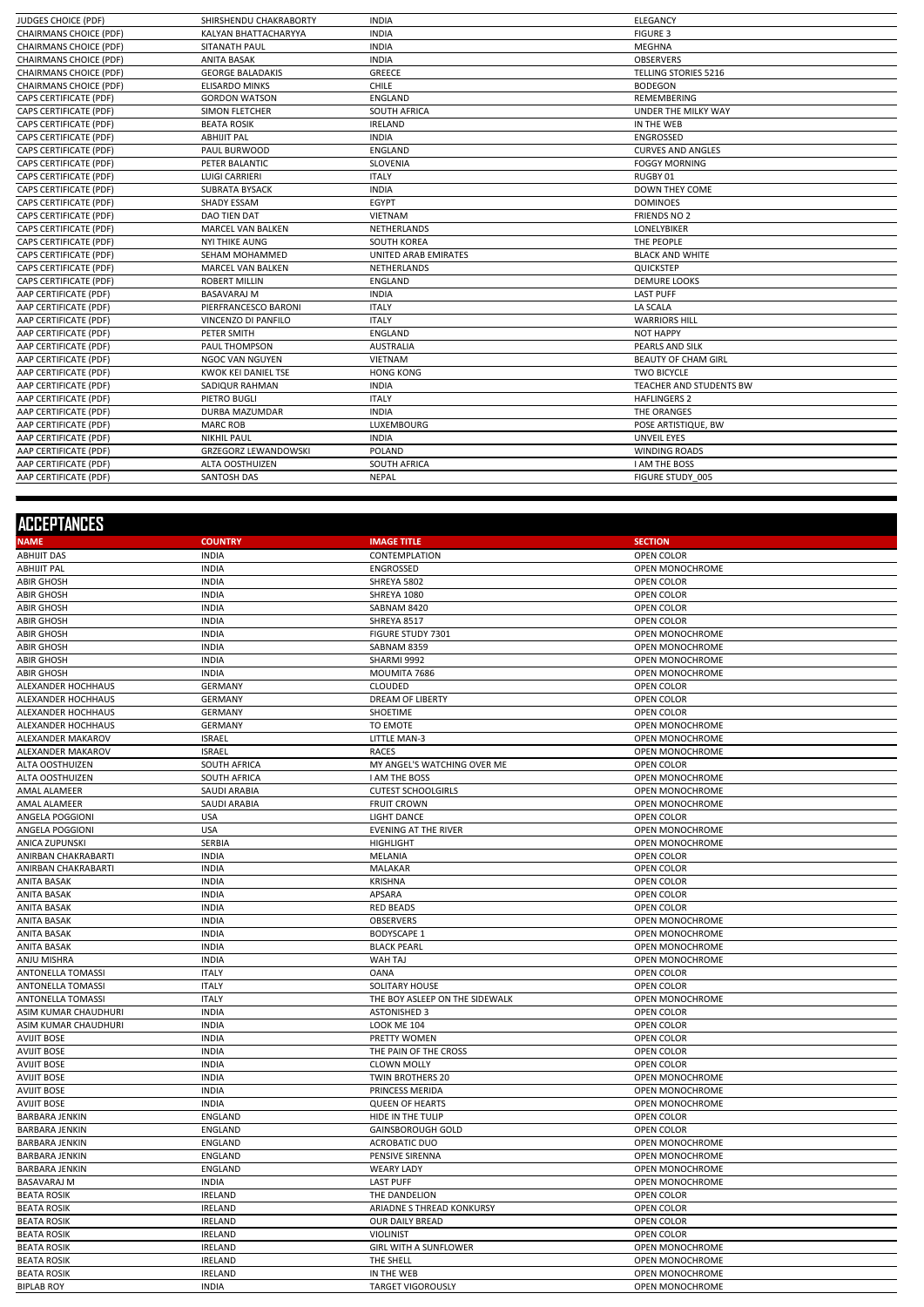| | | | |
|---|---|---|---|
| JUDGES CHOICE (PDF) | SHIRSHENDU CHAKRABORTY | INDIA | ELEGANCY |
| CHAIRMANS CHOICE (PDF) | KALYAN BHATTACHARYYA | INDIA | FIGURE 3 |
| CHAIRMANS CHOICE (PDF) | SITANATH PAUL | INDIA | MEGHNA |
| CHAIRMANS CHOICE (PDF) | ANITA BASAK | INDIA | OBSERVERS |
| CHAIRMANS CHOICE (PDF) | GEORGE BALADAKIS | GREECE | TELLING STORIES 5216 |
| CHAIRMANS CHOICE (PDF) | ELISARDO MINKS | CHILE | BODEGON |
| CAPS CERTIFICATE (PDF) | GORDON WATSON | ENGLAND | REMEMBERING |
| CAPS CERTIFICATE (PDF) | SIMON FLETCHER | SOUTH AFRICA | UNDER THE MILKY WAY |
| CAPS CERTIFICATE (PDF) | BEATA ROSIK | IRELAND | IN THE WEB |
| CAPS CERTIFICATE (PDF) | ABHIJIT PAL | INDIA | ENGROSSED |
| CAPS CERTIFICATE (PDF) | PAUL BURWOOD | ENGLAND | CURVES AND ANGLES |
| CAPS CERTIFICATE (PDF) | PETER BALANTIC | SLOVENIA | FOGGY MORNING |
| CAPS CERTIFICATE (PDF) | LUIGI CARRIERI | ITALY | RUGBY 01 |
| CAPS CERTIFICATE (PDF) | SUBRATA BYSACK | INDIA | DOWN THEY COME |
| CAPS CERTIFICATE (PDF) | SHADY ESSAM | EGYPT | DOMINOES |
| CAPS CERTIFICATE (PDF) | DAO TIEN DAT | VIETNAM | FRIENDS NO 2 |
| CAPS CERTIFICATE (PDF) | MARCEL VAN BALKEN | NETHERLANDS | LONELYBIKER |
| CAPS CERTIFICATE (PDF) | NYI THIKE AUNG | SOUTH KOREA | THE PEOPLE |
| CAPS CERTIFICATE (PDF) | SEHAM MOHAMMED | UNITED ARAB EMIRATES | BLACK AND WHITE |
| CAPS CERTIFICATE (PDF) | MARCEL VAN BALKEN | NETHERLANDS | QUICKSTEP |
| CAPS CERTIFICATE (PDF) | ROBERT MILLIN | ENGLAND | DEMURE LOOKS |
| AAP CERTIFICATE (PDF) | BASAVARAJ M | INDIA | LAST PUFF |
| AAP CERTIFICATE (PDF) | PIERFRANCESCO BARONI | ITALY | LA SCALA |
| AAP CERTIFICATE (PDF) | VINCENZO DI PANFILO | ITALY | WARRIORS HILL |
| AAP CERTIFICATE (PDF) | PETER SMITH | ENGLAND | NOT HAPPY |
| AAP CERTIFICATE (PDF) | PAUL THOMPSON | AUSTRALIA | PEARLS AND SILK |
| AAP CERTIFICATE (PDF) | NGOC VAN NGUYEN | VIETNAM | BEAUTY OF CHAM GIRL |
| AAP CERTIFICATE (PDF) | KWOK KEI DANIEL TSE | HONG KONG | TWO BICYCLE |
| AAP CERTIFICATE (PDF) | SADIQUR RAHMAN | INDIA | TEACHER AND STUDENTS BW |
| AAP CERTIFICATE (PDF) | PIETRO BUGLI | ITALY | HAFLINGERS 2 |
| AAP CERTIFICATE (PDF) | DURBA MAZUMDAR | INDIA | THE ORANGES |
| AAP CERTIFICATE (PDF) | MARC ROB | LUXEMBOURG | POSE ARTISTIQUE, BW |
| AAP CERTIFICATE (PDF) | NIKHIL PAUL | INDIA | UNVEIL EYES |
| AAP CERTIFICATE (PDF) | GRZEGORZ LEWANDOWSKI | POLAND | WINDING ROADS |
| AAP CERTIFICATE (PDF) | ALTA OOSTHUIZEN | SOUTH AFRICA | I AM THE BOSS |
| AAP CERTIFICATE (PDF) | SANTOSH DAS | NEPAL | FIGURE STUDY_005 |

## ACCEPTANCES

| NAME | COUNTRY | IMAGE TITLE | SECTION |
|---|---|---|---|
| ABHIJIT DAS | INDIA | CONTEMPLATION | OPEN COLOR |
| ABHIJIT PAL | INDIA | ENGROSSED | OPEN MONOCHROME |
| ABIR GHOSH | INDIA | SHREYA 5802 | OPEN COLOR |
| ABIR GHOSH | INDIA | SHREYA 1080 | OPEN COLOR |
| ABIR GHOSH | INDIA | SABNAM 8420 | OPEN COLOR |
| ABIR GHOSH | INDIA | SHREYA 8517 | OPEN COLOR |
| ABIR GHOSH | INDIA | FIGURE STUDY 7301 | OPEN MONOCHROME |
| ABIR GHOSH | INDIA | SABNAM 8359 | OPEN MONOCHROME |
| ABIR GHOSH | INDIA | SHARMI 9992 | OPEN MONOCHROME |
| ABIR GHOSH | INDIA | MOUMITA 7686 | OPEN MONOCHROME |
| ALEXANDER HOCHHAUS | GERMANY | CLOUDED | OPEN COLOR |
| ALEXANDER HOCHHAUS | GERMANY | DREAM OF LIBERTY | OPEN COLOR |
| ALEXANDER HOCHHAUS | GERMANY | SHOETIME | OPEN COLOR |
| ALEXANDER HOCHHAUS | GERMANY | TO EMOTE | OPEN MONOCHROME |
| ALEXANDER MAKAROV | ISRAEL | LITTLE MAN-3 | OPEN MONOCHROME |
| ALEXANDER MAKAROV | ISRAEL | RACES | OPEN MONOCHROME |
| ALTA OOSTHUIZEN | SOUTH AFRICA | MY ANGEL'S WATCHING OVER ME | OPEN COLOR |
| ALTA OOSTHUIZEN | SOUTH AFRICA | I AM THE BOSS | OPEN MONOCHROME |
| AMAL ALAMEER | SAUDI ARABIA | CUTEST SCHOOLGIRLS | OPEN MONOCHROME |
| AMAL ALAMEER | SAUDI ARABIA | FRUIT CROWN | OPEN MONOCHROME |
| ANGELA POGGIONI | USA | LIGHT DANCE | OPEN COLOR |
| ANGELA POGGIONI | USA | EVENING AT THE RIVER | OPEN MONOCHROME |
| ANICA ZUPUNSKI | SERBIA | HIGHLIGHT | OPEN MONOCHROME |
| ANIRBAN CHAKRABARTI | INDIA | MELANIA | OPEN COLOR |
| ANIRBAN CHAKRABARTI | INDIA | MALAKAR | OPEN COLOR |
| ANITA BASAK | INDIA | KRISHNA | OPEN COLOR |
| ANITA BASAK | INDIA | APSARA | OPEN COLOR |
| ANITA BASAK | INDIA | RED BEADS | OPEN COLOR |
| ANITA BASAK | INDIA | OBSERVERS | OPEN MONOCHROME |
| ANITA BASAK | INDIA | BODYSCAPE 1 | OPEN MONOCHROME |
| ANITA BASAK | INDIA | BLACK PEARL | OPEN MONOCHROME |
| ANJU MISHRA | INDIA | WAH TAJ | OPEN MONOCHROME |
| ANTONELLA TOMASSI | ITALY | OANA | OPEN COLOR |
| ANTONELLA TOMASSI | ITALY | SOLITARY HOUSE | OPEN COLOR |
| ANTONELLA TOMASSI | ITALY | THE BOY ASLEEP ON THE SIDEWALK | OPEN MONOCHROME |
| ASIM KUMAR CHAUDHURI | INDIA | ASTONISHED 3 | OPEN COLOR |
| ASIM KUMAR CHAUDHURI | INDIA | LOOK ME 104 | OPEN COLOR |
| AVIJIT BOSE | INDIA | PRETTY WOMEN | OPEN COLOR |
| AVIJIT BOSE | INDIA | THE PAIN OF THE CROSS | OPEN COLOR |
| AVIJIT BOSE | INDIA | CLOWN MOLLY | OPEN COLOR |
| AVIJIT BOSE | INDIA | TWIN BROTHERS 20 | OPEN MONOCHROME |
| AVIJIT BOSE | INDIA | PRINCESS MERIDA | OPEN MONOCHROME |
| AVIJIT BOSE | INDIA | QUEEN OF HEARTS | OPEN MONOCHROME |
| BARBARA JENKIN | ENGLAND | HIDE IN THE TULIP | OPEN COLOR |
| BARBARA JENKIN | ENGLAND | GAINSBOROUGH GOLD | OPEN COLOR |
| BARBARA JENKIN | ENGLAND | ACROBATIC DUO | OPEN MONOCHROME |
| BARBARA JENKIN | ENGLAND | PENSIVE SIRENNA | OPEN MONOCHROME |
| BARBARA JENKIN | ENGLAND | WEARY LADY | OPEN MONOCHROME |
| BASAVARAJ M | INDIA | LAST PUFF | OPEN MONOCHROME |
| BEATA ROSIK | IRELAND | THE DANDELION | OPEN COLOR |
| BEATA ROSIK | IRELAND | ARIADNE S THREAD KONKURSY | OPEN COLOR |
| BEATA ROSIK | IRELAND | OUR DAILY BREAD | OPEN COLOR |
| BEATA ROSIK | IRELAND | VIOLINIST | OPEN COLOR |
| BEATA ROSIK | IRELAND | GIRL WITH A SUNFLOWER | OPEN MONOCHROME |
| BEATA ROSIK | IRELAND | THE SHELL | OPEN MONOCHROME |
| BEATA ROSIK | IRELAND | IN THE WEB | OPEN MONOCHROME |
| BIPLAB ROY | INDIA | TARGET VIGOROUSLY | OPEN MONOCHROME |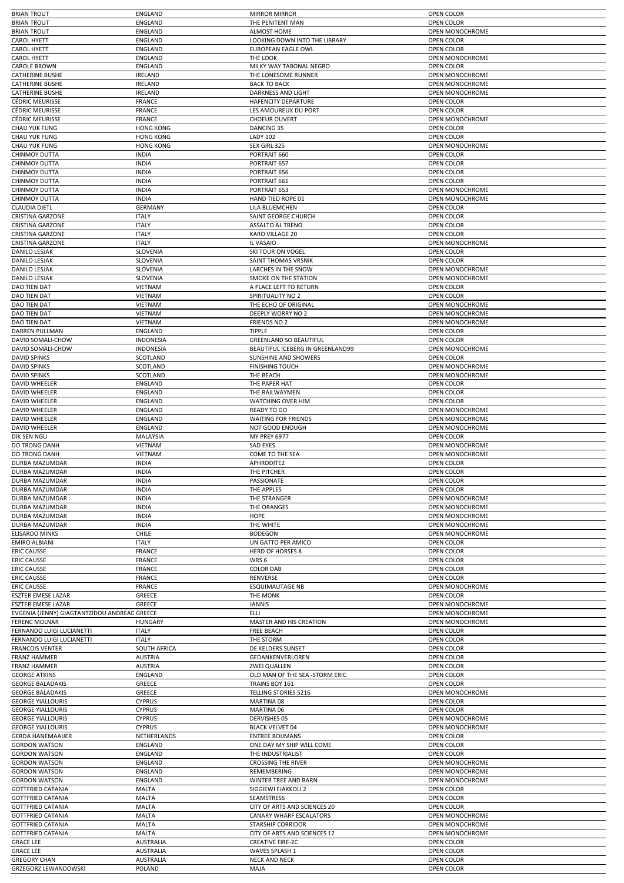| BRIAN TROUT | ENGLAND | MIRROR MIRROR | OPEN COLOR |
|---|---|---|---|
| BRIAN TROUT | ENGLAND | THE PENITENT MAN | OPEN COLOR |
| BRIAN TROUT | ENGLAND | ALMOST HOME | OPEN MONOCHROME |
| CAROL HYETT | ENGLAND | LOOKING DOWN INTO THE LIBRARY | OPEN COLOR |
| CAROL HYETT | ENGLAND | EUROPEAN EAGLE OWL | OPEN COLOR |
| CAROL HYETT | ENGLAND | THE LOOK | OPEN MONOCHROME |
| CAROLE BROWN | ENGLAND | MILKY WAY TABONAL NEGRO | OPEN COLOR |
| CATHERINE BUSHE | IRELAND | THE LONESOME RUNNER | OPEN MONOCHROME |
| CATHERINE BUSHE | IRELAND | BACK TO BACK | OPEN MONOCHROME |
| CATHERINE BUSHE | IRELAND | DARKNESS AND LIGHT | OPEN MONOCHROME |
| CÉDRIC MEURISSE | FRANCE | HAFENCITY DEPARTURE | OPEN COLOR |
| CÉDRIC MEURISSE | FRANCE | LES AMOUREUX DU PORT | OPEN COLOR |
| CÉDRIC MEURISSE | FRANCE | CHOEUR OUVERT | OPEN MONOCHROME |
| CHAU YUK FUNG | HONG KONG | DANCING 35 | OPEN COLOR |
| CHAU YUK FUNG | HONG KONG | LADY 102 | OPEN COLOR |
| CHAU YUK FUNG | HONG KONG | SEX GIRL 325 | OPEN MONOCHROME |
| CHINMOY DUTTA | INDIA | PORTRAIT 660 | OPEN COLOR |
| CHINMOY DUTTA | INDIA | PORTRAIT 657 | OPEN COLOR |
| CHINMOY DUTTA | INDIA | PORTRAIT 656 | OPEN COLOR |
| CHINMOY DUTTA | INDIA | PORTRAIT 661 | OPEN COLOR |
| CHINMOY DUTTA | INDIA | PORTRAIT 653 | OPEN MONOCHROME |
| CHINMOY DUTTA | INDIA | HAND TIED ROPE 01 | OPEN MONOCHROME |
| CLAUDIA DIETL | GERMANY | LILA BLUEMCHEN | OPEN COLOR |
| CRISTINA GARZONE | ITALY | SAINT GEORGE CHURCH | OPEN COLOR |
| CRISTINA GARZONE | ITALY | ASSALTO AL TRENO | OPEN COLOR |
| CRISTINA GARZONE | ITALY | KARO VILLAGE 20 | OPEN COLOR |
| CRISTINA GARZONE | ITALY | IL VASAIO | OPEN MONOCHROME |
| DANILO LESJAK | SLOVENIA | SKI TOUR ON VOGEL | OPEN COLOR |
| DANILO LESJAK | SLOVENIA | SAINT THOMAS VRSNIK | OPEN COLOR |
| DANILO LESJAK | SLOVENIA | LARCHES IN THE SNOW | OPEN MONOCHROME |
| DANILO LESJAK | SLOVENIA | SMOKE ON THE STATION | OPEN MONOCHROME |
| DAO TIEN DAT | VIETNAM | A PLACE LEFT TO RETURN | OPEN COLOR |
| DAO TIEN DAT | VIETNAM | SPIRITUALITY NO 2 | OPEN COLOR |
| DAO TIEN DAT | VIETNAM | THE ECHO OF ORIGINAL | OPEN MONOCHROME |
| DAO TIEN DAT | VIETNAM | DEEPLY WORRY NO 2 | OPEN MONOCHROME |
| DAO TIEN DAT | VIETNAM | FRIENDS NO 2 | OPEN MONOCHROME |
| DARREN PULLMAN | ENGLAND | TIPPLE | OPEN COLOR |
| DAVID SOMALI-CHOW | INDONESIA | GREENLAND SO BEAUTIFUL | OPEN COLOR |
| DAVID SOMALI-CHOW | INDONESIA | BEAUTIFUL ICEBERG IN GREENLAND99 | OPEN MONOCHROME |
| DAVID SPINKS | SCOTLAND | SUNSHINE AND SHOWERS | OPEN COLOR |
| DAVID SPINKS | SCOTLAND | FINISHING TOUCH | OPEN MONOCHROME |
| DAVID SPINKS | SCOTLAND | THE BEACH | OPEN MONOCHROME |
| DAVID WHEELER | ENGLAND | THE PAPER HAT | OPEN COLOR |
| DAVID WHEELER | ENGLAND | THE RAILWAYMEN | OPEN COLOR |
| DAVID WHEELER | ENGLAND | WATCHING OVER HIM | OPEN COLOR |
| DAVID WHEELER | ENGLAND | READY TO GO | OPEN MONOCHROME |
| DAVID WHEELER | ENGLAND | WAITING FOR FRIENDS | OPEN MONOCHROME |
| DAVID WHEELER | ENGLAND | NOT GOOD ENOUGH | OPEN MONOCHROME |
| DIK SEN NGU | MALAYSIA | MY PREY 6977 | OPEN COLOR |
| DO TRONG DANH | VIETNAM | SAD EYES | OPEN MONOCHROME |
| DO TRONG DANH | VIETNAM | COME TO THE SEA | OPEN MONOCHROME |
| DURBA MAZUMDAR | INDIA | APHRODITE2 | OPEN COLOR |
| DURBA MAZUMDAR | INDIA | THE PITCHER | OPEN COLOR |
| DURBA MAZUMDAR | INDIA | PASSIONATE | OPEN COLOR |
| DURBA MAZUMDAR | INDIA | THE APPLES | OPEN COLOR |
| DURBA MAZUMDAR | INDIA | THE STRANGER | OPEN MONOCHROME |
| DURBA MAZUMDAR | INDIA | THE ORANGES | OPEN MONOCHROME |
| DURBA MAZUMDAR | INDIA | HOPE | OPEN MONOCHROME |
| DURBA MAZUMDAR | INDIA | THE WHITE | OPEN MONOCHROME |
| ELISARDO MINKS | CHILE | BODEGON | OPEN MONOCHROME |
| EMIRO ALBIANI | ITALY | UN GATTO PER AMICO | OPEN COLOR |
| ERIC CAUSSE | FRANCE | HERD OF HORSES 8 | OPEN COLOR |
| ERIC CAUSSE | FRANCE | WRS 6 | OPEN COLOR |
| ERIC CAUSSE | FRANCE | COLOR DAB | OPEN COLOR |
| ERIC CAUSSE | FRANCE | RENVERSE | OPEN COLOR |
| ERIC CAUSSE | FRANCE | ESQUIMAUTAGE NB | OPEN MONOCHROME |
| ESZTER EMESE LAZAR | GREECE | THE MONK | OPEN COLOR |
| ESZTER EMESE LAZAR | GREECE | JANNIS | OPEN MONOCHROME |
| EVGENIA (JENNY) GIAGTANTZIDOU ANDREAD | GREECE | ELLI | OPEN MONOCHROME |
| FERENC MOLNAR | HUNGARY | MASTER AND HIS CREATION | OPEN MONOCHROME |
| FERNANDO LUIGI LUCIANETTI | ITALY | FREE BEACH | OPEN COLOR |
| FERNANDO LUIGI LUCIANETTI | ITALY | THE STORM | OPEN COLOR |
| FRANCOIS VENTER | SOUTH AFRICA | DE KELDERS SUNSET | OPEN COLOR |
| FRANZ HAMMER | AUSTRIA | GEDANKENVERLOREN | OPEN COLOR |
| FRANZ HAMMER | AUSTRIA | ZWEI QUALLEN | OPEN COLOR |
| GEORGE ATKINS | ENGLAND | OLD MAN OF THE SEA -STORM ERIC | OPEN COLOR |
| GEORGE BALADAKIS | GREECE | TRAINS BOY 161 | OPEN COLOR |
| GEORGE BALADAKIS | GREECE | TELLING STORIES 5216 | OPEN MONOCHROME |
| GEORGE YIALLOURIS | CYPRUS | MARTINA 08 | OPEN COLOR |
| GEORGE YIALLOURIS | CYPRUS | MARTINA 06 | OPEN COLOR |
| GEORGE YIALLOURIS | CYPRUS | DERVISHES 05 | OPEN MONOCHROME |
| GEORGE YIALLOURIS | CYPRUS | BLACK VELVET 04 | OPEN MONOCHROME |
| GERDA HANEMAAIJER | NETHERLANDS | ENTREE BOIJMANS | OPEN COLOR |
| GORDON WATSON | ENGLAND | ONE DAY MY SHIP WILL COME | OPEN COLOR |
| GORDON WATSON | ENGLAND | THE INDUSTRIALIST | OPEN COLOR |
| GORDON WATSON | ENGLAND | CROSSING THE RIVER | OPEN MONOCHROME |
| GORDON WATSON | ENGLAND | REMEMBERING | OPEN MONOCHROME |
| GORDON WATSON | ENGLAND | WINTER TREE AND BARN | OPEN MONOCHROME |
| GOTTFRIED CATANIA | MALTA | SIGGIEWI FJAKKOLI 2 | OPEN COLOR |
| GOTTFRIED CATANIA | MALTA | SEAMSTRESS | OPEN COLOR |
| GOTTFRIED CATANIA | MALTA | CITY OF ARTS AND SCIENCES 20 | OPEN COLOR |
| GOTTFRIED CATANIA | MALTA | CANARY WHARF ESCALATORS | OPEN MONOCHROME |
| GOTTFRIED CATANIA | MALTA | STARSHIP CORRIDOR | OPEN MONOCHROME |
| GOTTFRIED CATANIA | MALTA | CITY OF ARTS AND SCIENCES 12 | OPEN MONOCHROME |
| GRACE LEE | AUSTRALIA | CREATIVE FIRE-2C | OPEN COLOR |
| GRACE LEE | AUSTRALIA | WAVES SPLASH 1 | OPEN COLOR |
| GREGORY CHAN | AUSTRALIA | NECK AND NECK | OPEN COLOR |
| GRZEGORZ LEWANDOWSKI | POLAND | MAJA | OPEN COLOR |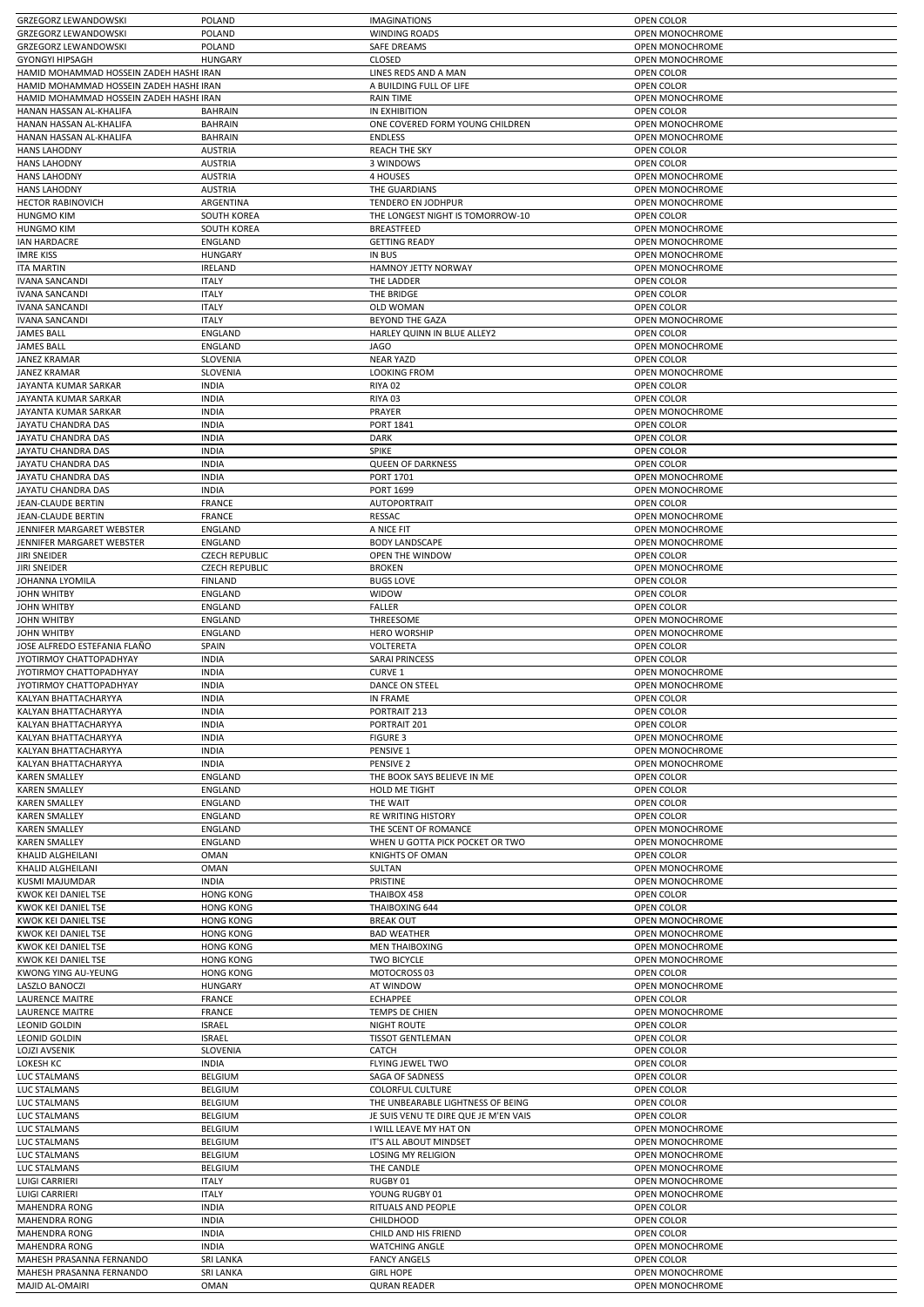| | | | |
|---|---|---|---|
| GRZEGORZ LEWANDOWSKI | POLAND | IMAGINATIONS | OPEN COLOR |
| GRZEGORZ LEWANDOWSKI | POLAND | WINDING ROADS | OPEN MONOCHROME |
| GRZEGORZ LEWANDOWSKI | POLAND | SAFE DREAMS | OPEN MONOCHROME |
| GYONGYI HIPSAGH | HUNGARY | CLOSED | OPEN MONOCHROME |
| HAMID MOHAMMAD HOSSEIN ZADEH HASHE IRAN | | LINES REDS AND A MAN | OPEN COLOR |
| HAMID MOHAMMAD HOSSEIN ZADEH HASHE IRAN | | A BUILDING FULL OF LIFE | OPEN COLOR |
| HAMID MOHAMMAD HOSSEIN ZADEH HASHE IRAN | | RAIN TIME | OPEN MONOCHROME |
| HANAN HASSAN AL-KHALIFA | BAHRAIN | IN EXHIBITION | OPEN COLOR |
| HANAN HASSAN AL-KHALIFA | BAHRAIN | ONE COVERED FORM YOUNG CHILDREN | OPEN MONOCHROME |
| HANAN HASSAN AL-KHALIFA | BAHRAIN | ENDLESS | OPEN MONOCHROME |
| HANS LAHODNY | AUSTRIA | REACH THE SKY | OPEN COLOR |
| HANS LAHODNY | AUSTRIA | 3 WINDOWS | OPEN COLOR |
| HANS LAHODNY | AUSTRIA | 4 HOUSES | OPEN MONOCHROME |
| HANS LAHODNY | AUSTRIA | THE GUARDIANS | OPEN MONOCHROME |
| HECTOR RABINOVICH | ARGENTINA | TENDERO EN JODHPUR | OPEN MONOCHROME |
| HUNGMO KIM | SOUTH KOREA | THE LONGEST NIGHT IS TOMORROW-10 | OPEN COLOR |
| HUNGMO KIM | SOUTH KOREA | BREASTFEED | OPEN MONOCHROME |
| IAN HARDACRE | ENGLAND | GETTING READY | OPEN MONOCHROME |
| IMRE KISS | HUNGARY | IN BUS | OPEN MONOCHROME |
| ITA MARTIN | IRELAND | HAMNOY JETTY NORWAY | OPEN MONOCHROME |
| IVANA SANCANDI | ITALY | THE LADDER | OPEN COLOR |
| IVANA SANCANDI | ITALY | THE BRIDGE | OPEN COLOR |
| IVANA SANCANDI | ITALY | OLD WOMAN | OPEN COLOR |
| IVANA SANCANDI | ITALY | BEYOND THE GAZA | OPEN MONOCHROME |
| JAMES BALL | ENGLAND | HARLEY QUINN IN BLUE ALLEY2 | OPEN COLOR |
| JAMES BALL | ENGLAND | JAGO | OPEN MONOCHROME |
| JANEZ KRAMAR | SLOVENIA | NEAR YAZD | OPEN COLOR |
| JANEZ KRAMAR | SLOVENIA | LOOKING FROM | OPEN MONOCHROME |
| JAYANTA KUMAR SARKAR | INDIA | RIYA 02 | OPEN COLOR |
| JAYANTA KUMAR SARKAR | INDIA | RIYA 03 | OPEN COLOR |
| JAYANTA KUMAR SARKAR | INDIA | PRAYER | OPEN MONOCHROME |
| JAYATU CHANDRA DAS | INDIA | PORT 1841 | OPEN COLOR |
| JAYATU CHANDRA DAS | INDIA | DARK | OPEN COLOR |
| JAYATU CHANDRA DAS | INDIA | SPIKE | OPEN COLOR |
| JAYATU CHANDRA DAS | INDIA | QUEEN OF DARKNESS | OPEN COLOR |
| JAYATU CHANDRA DAS | INDIA | PORT 1701 | OPEN MONOCHROME |
| JAYATU CHANDRA DAS | INDIA | PORT 1699 | OPEN MONOCHROME |
| JEAN-CLAUDE BERTIN | FRANCE | AUTOPORTRAIT | OPEN COLOR |
| JEAN-CLAUDE BERTIN | FRANCE | RESSAC | OPEN MONOCHROME |
| JENNIFER MARGARET WEBSTER | ENGLAND | A NICE FIT | OPEN MONOCHROME |
| JENNIFER MARGARET WEBSTER | ENGLAND | BODY LANDSCAPE | OPEN MONOCHROME |
| JIRI SNEIDER | CZECH REPUBLIC | OPEN THE WINDOW | OPEN COLOR |
| JIRI SNEIDER | CZECH REPUBLIC | BROKEN | OPEN MONOCHROME |
| JOHANNA LYOMILA | FINLAND | BUGS LOVE | OPEN COLOR |
| JOHN WHITBY | ENGLAND | WIDOW | OPEN COLOR |
| JOHN WHITBY | ENGLAND | FALLER | OPEN COLOR |
| JOHN WHITBY | ENGLAND | THREESOME | OPEN MONOCHROME |
| JOHN WHITBY | ENGLAND | HERO WORSHIP | OPEN MONOCHROME |
| JOSE ALFREDO ESTEFANIA FLAÑO | SPAIN | VOLTERETA | OPEN COLOR |
| JYOTIRMOY CHATTOPADHYAY | INDIA | SARAI PRINCESS | OPEN COLOR |
| JYOTIRMOY CHATTOPADHYAY | INDIA | CURVE 1 | OPEN MONOCHROME |
| JYOTIRMOY CHATTOPADHYAY | INDIA | DANCE ON STEEL | OPEN MONOCHROME |
| KALYAN BHATTACHARYYA | INDIA | IN FRAME | OPEN COLOR |
| KALYAN BHATTACHARYYA | INDIA | PORTRAIT 213 | OPEN COLOR |
| KALYAN BHATTACHARYYA | INDIA | PORTRAIT 201 | OPEN COLOR |
| KALYAN BHATTACHARYYA | INDIA | FIGURE 3 | OPEN MONOCHROME |
| KALYAN BHATTACHARYYA | INDIA | PENSIVE 1 | OPEN MONOCHROME |
| KALYAN BHATTACHARYYA | INDIA | PENSIVE 2 | OPEN MONOCHROME |
| KAREN SMALLEY | ENGLAND | THE BOOK SAYS BELIEVE IN ME | OPEN COLOR |
| KAREN SMALLEY | ENGLAND | HOLD ME TIGHT | OPEN COLOR |
| KAREN SMALLEY | ENGLAND | THE WAIT | OPEN COLOR |
| KAREN SMALLEY | ENGLAND | RE WRITING HISTORY | OPEN COLOR |
| KAREN SMALLEY | ENGLAND | THE SCENT OF ROMANCE | OPEN MONOCHROME |
| KAREN SMALLEY | ENGLAND | WHEN U GOTTA PICK POCKET OR TWO | OPEN MONOCHROME |
| KHALID ALGHEILANI | OMAN | KNIGHTS OF OMAN | OPEN COLOR |
| KHALID ALGHEILANI | OMAN | SULTAN | OPEN MONOCHROME |
| KUSMI MAJUMDAR | INDIA | PRISTINE | OPEN MONOCHROME |
| KWOK KEI DANIEL TSE | HONG KONG | THAIBOX 458 | OPEN COLOR |
| KWOK KEI DANIEL TSE | HONG KONG | THAIBOXING 644 | OPEN COLOR |
| KWOK KEI DANIEL TSE | HONG KONG | BREAK OUT | OPEN MONOCHROME |
| KWOK KEI DANIEL TSE | HONG KONG | BAD WEATHER | OPEN MONOCHROME |
| KWOK KEI DANIEL TSE | HONG KONG | MEN THAIBOXING | OPEN MONOCHROME |
| KWOK KEI DANIEL TSE | HONG KONG | TWO BICYCLE | OPEN MONOCHROME |
| KWONG YING AU-YEUNG | HONG KONG | MOTOCROSS 03 | OPEN COLOR |
| LASZLO BANOCZI | HUNGARY | AT WINDOW | OPEN MONOCHROME |
| LAURENCE MAITRE | FRANCE | ECHAPPEE | OPEN COLOR |
| LAURENCE MAITRE | FRANCE | TEMPS DE CHIEN | OPEN MONOCHROME |
| LEONID GOLDIN | ISRAEL | NIGHT ROUTE | OPEN COLOR |
| LEONID GOLDIN | ISRAEL | TISSOT GENTLEMAN | OPEN COLOR |
| LOJZI AVSENIK | SLOVENIA | CATCH | OPEN COLOR |
| LOKESH KC | INDIA | FLYING JEWEL TWO | OPEN COLOR |
| LUC STALMANS | BELGIUM | SAGA OF SADNESS | OPEN COLOR |
| LUC STALMANS | BELGIUM | COLORFUL CULTURE | OPEN COLOR |
| LUC STALMANS | BELGIUM | THE UNBEARABLE LIGHTNESS OF BEING | OPEN COLOR |
| LUC STALMANS | BELGIUM | JE SUIS VENU TE DIRE QUE JE M'EN VAIS | OPEN COLOR |
| LUC STALMANS | BELGIUM | I WILL LEAVE MY HAT ON | OPEN MONOCHROME |
| LUC STALMANS | BELGIUM | IT'S ALL ABOUT MINDSET | OPEN MONOCHROME |
| LUC STALMANS | BELGIUM | LOSING MY RELIGION | OPEN MONOCHROME |
| LUC STALMANS | BELGIUM | THE CANDLE | OPEN MONOCHROME |
| LUIGI CARRIERI | ITALY | RUGBY 01 | OPEN MONOCHROME |
| LUIGI CARRIERI | ITALY | YOUNG RUGBY 01 | OPEN MONOCHROME |
| MAHENDRA RONG | INDIA | RITUALS AND PEOPLE | OPEN COLOR |
| MAHENDRA RONG | INDIA | CHILDHOOD | OPEN COLOR |
| MAHENDRA RONG | INDIA | CHILD AND HIS FRIEND | OPEN COLOR |
| MAHENDRA RONG | INDIA | WATCHING ANGLE | OPEN MONOCHROME |
| MAHESH PRASANNA FERNANDO | SRI LANKA | FANCY ANGELS | OPEN COLOR |
| MAHESH PRASANNA FERNANDO | SRI LANKA | GIRL HOPE | OPEN MONOCHROME |
| MAJID AL-OMAIRI | OMAN | QURAN READER | OPEN MONOCHROME |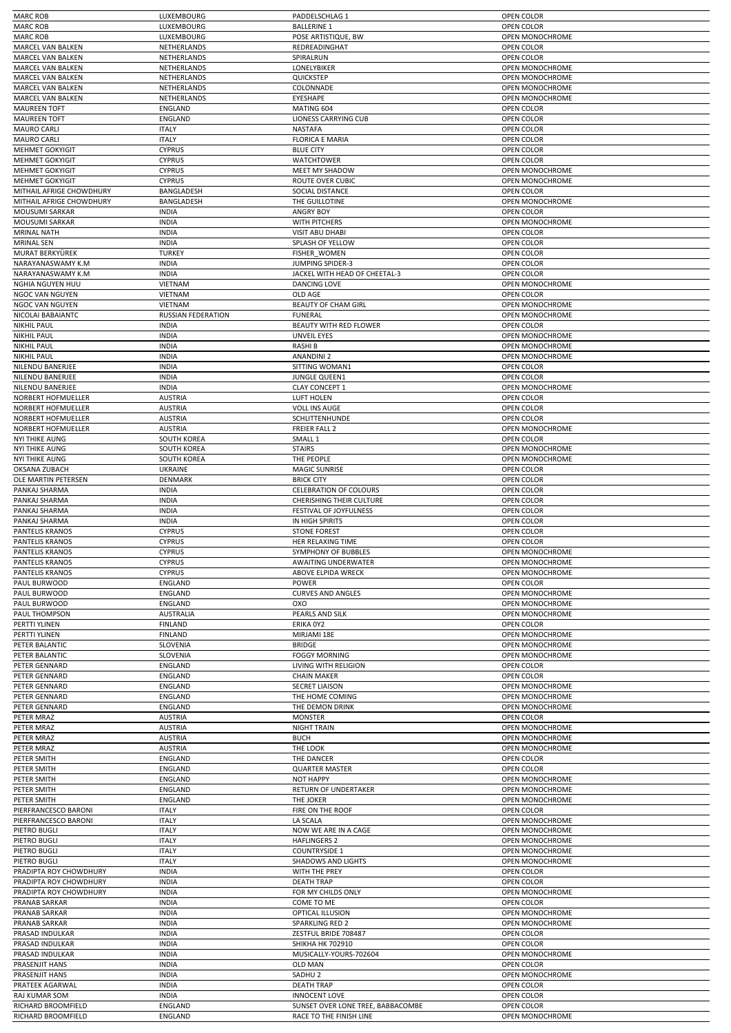| MARC ROB | LUXEMBOURG | PADDELSCHLAG 1 | OPEN COLOR |
|---|---|---|---|
| MARC ROB | LUXEMBOURG | BALLERINE 1 | OPEN COLOR |
| MARC ROB | LUXEMBOURG | POSE ARTISTIQUE, BW | OPEN MONOCHROME |
| MARCEL VAN BALKEN | NETHERLANDS | REDREADINGHAT | OPEN COLOR |
| MARCEL VAN BALKEN | NETHERLANDS | SPIRALRUN | OPEN COLOR |
| MARCEL VAN BALKEN | NETHERLANDS | LONELYBIKER | OPEN MONOCHROME |
| MARCEL VAN BALKEN | NETHERLANDS | QUICKSTEP | OPEN MONOCHROME |
| MARCEL VAN BALKEN | NETHERLANDS | COLONNADE | OPEN MONOCHROME |
| MARCEL VAN BALKEN | NETHERLANDS | EYESHAPE | OPEN MONOCHROME |
| MAUREEN TOFT | ENGLAND | MATING 604 | OPEN COLOR |
| MAUREEN TOFT | ENGLAND | LIONESS CARRYING CUB | OPEN COLOR |
| MAURO CARLI | ITALY | NASTAFA | OPEN COLOR |
| MAURO CARLI | ITALY | FLORICA E MARIA | OPEN COLOR |
| MEHMET GOKYIGIT | CYPRUS | BLUE CITY | OPEN COLOR |
| MEHMET GOKYIGIT | CYPRUS | WATCHTOWER | OPEN COLOR |
| MEHMET GOKYIGIT | CYPRUS | MEET MY SHADOW | OPEN MONOCHROME |
| MEHMET GOKYIGIT | CYPRUS | ROUTE OVER CUBIC | OPEN MONOCHROME |
| MITHAIL AFRIGE CHOWDHURY | BANGLADESH | SOCIAL DISTANCE | OPEN COLOR |
| MITHAIL AFRIGE CHOWDHURY | BANGLADESH | THE GUILLOTINE | OPEN MONOCHROME |
| MOUSUMI SARKAR | INDIA | ANGRY BOY | OPEN COLOR |
| MOUSUMI SARKAR | INDIA | WITH PITCHERS | OPEN MONOCHROME |
| MRINAL NATH | INDIA | VISIT ABU DHABI | OPEN COLOR |
| MRINAL SEN | INDIA | SPLASH OF YELLOW | OPEN COLOR |
| MURAT BERKYÜREK | TURKEY | FISHER_WOMEN | OPEN COLOR |
| NARAYANASWAMY K.M | INDIA | JUMPING SPIDER-3 | OPEN COLOR |
| NARAYANASWAMY K.M | INDIA | JACKEL WITH HEAD OF CHEETAL-3 | OPEN COLOR |
| NGHIA NGUYEN HUU | VIETNAM | DANCING LOVE | OPEN MONOCHROME |
| NGOC VAN NGUYEN | VIETNAM | OLD AGE | OPEN COLOR |
| NGOC VAN NGUYEN | VIETNAM | BEAUTY OF CHAM GIRL | OPEN MONOCHROME |
| NICOLAI BABAIANTC | RUSSIAN FEDERATION | FUNERAL | OPEN MONOCHROME |
| NIKHIL PAUL | INDIA | BEAUTY WITH RED FLOWER | OPEN COLOR |
| NIKHIL PAUL | INDIA | UNVEIL EYES | OPEN MONOCHROME |
| NIKHIL PAUL | INDIA | RASHI B | OPEN MONOCHROME |
| NIKHIL PAUL | INDIA | ANANDINI 2 | OPEN MONOCHROME |
| NILENDU BANERJEE | INDIA | SITTING WOMAN1 | OPEN COLOR |
| NILENDU BANERJEE | INDIA | JUNGLE QUEEN1 | OPEN COLOR |
| NILENDU BANERJEE | INDIA | CLAY CONCEPT 1 | OPEN MONOCHROME |
| NORBERT HOFMUELLER | AUSTRIA | LUFT HOLEN | OPEN COLOR |
| NORBERT HOFMUELLER | AUSTRIA | VOLL INS AUGE | OPEN COLOR |
| NORBERT HOFMUELLER | AUSTRIA | SCHLITTENHUNDE | OPEN COLOR |
| NORBERT HOFMUELLER | AUSTRIA | FREIER FALL 2 | OPEN MONOCHROME |
| NYI THIKE AUNG | SOUTH KOREA | SMALL 1 | OPEN COLOR |
| NYI THIKE AUNG | SOUTH KOREA | STAIRS | OPEN MONOCHROME |
| NYI THIKE AUNG | SOUTH KOREA | THE PEOPLE | OPEN MONOCHROME |
| OKSANA ZUBACH | UKRAINE | MAGIC SUNRISE | OPEN COLOR |
| OLE MARTIN PETERSEN | DENMARK | BRICK CITY | OPEN COLOR |
| PANKAJ SHARMA | INDIA | CELEBRATION OF COLOURS | OPEN COLOR |
| PANKAJ SHARMA | INDIA | CHERISHING THEIR CULTURE | OPEN COLOR |
| PANKAJ SHARMA | INDIA | FESTIVAL OF JOYFULNESS | OPEN COLOR |
| PANKAJ SHARMA | INDIA | IN HIGH SPIRITS | OPEN COLOR |
| PANTELIS KRANOS | CYPRUS | STONE FOREST | OPEN COLOR |
| PANTELIS KRANOS | CYPRUS | HER RELAXING TIME | OPEN COLOR |
| PANTELIS KRANOS | CYPRUS | SYMPHONY OF BUBBLES | OPEN MONOCHROME |
| PANTELIS KRANOS | CYPRUS | AWAITING UNDERWATER | OPEN MONOCHROME |
| PANTELIS KRANOS | CYPRUS | ABOVE ELPIDA WRECK | OPEN MONOCHROME |
| PAUL BURWOOD | ENGLAND | POWER | OPEN COLOR |
| PAUL BURWOOD | ENGLAND | CURVES AND ANGLES | OPEN MONOCHROME |
| PAUL BURWOOD | ENGLAND | OXO | OPEN MONOCHROME |
| PAUL THOMPSON | AUSTRALIA | PEARLS AND SILK | OPEN MONOCHROME |
| PERTTI YLINEN | FINLAND | ERIKA 0Y2 | OPEN COLOR |
| PERTTI YLINEN | FINLAND | MIRJAMI 18E | OPEN MONOCHROME |
| PETER BALANTIC | SLOVENIA | BRIDGE | OPEN MONOCHROME |
| PETER BALANTIC | SLOVENIA | FOGGY MORNING | OPEN MONOCHROME |
| PETER GENNARD | ENGLAND | LIVING WITH RELIGION | OPEN COLOR |
| PETER GENNARD | ENGLAND | CHAIN MAKER | OPEN COLOR |
| PETER GENNARD | ENGLAND | SECRET LIAISON | OPEN MONOCHROME |
| PETER GENNARD | ENGLAND | THE HOME COMING | OPEN MONOCHROME |
| PETER GENNARD | ENGLAND | THE DEMON DRINK | OPEN MONOCHROME |
| PETER MRAZ | AUSTRIA | MONSTER | OPEN COLOR |
| PETER MRAZ | AUSTRIA | NIGHT TRAIN | OPEN MONOCHROME |
| PETER MRAZ | AUSTRIA | BUCH | OPEN MONOCHROME |
| PETER MRAZ | AUSTRIA | THE LOOK | OPEN MONOCHROME |
| PETER SMITH | ENGLAND | THE DANCER | OPEN COLOR |
| PETER SMITH | ENGLAND | QUARTER MASTER | OPEN COLOR |
| PETER SMITH | ENGLAND | NOT HAPPY | OPEN MONOCHROME |
| PETER SMITH | ENGLAND | RETURN OF UNDERTAKER | OPEN MONOCHROME |
| PETER SMITH | ENGLAND | THE JOKER | OPEN MONOCHROME |
| PIERFRANCESCO BARONI | ITALY | FIRE ON THE ROOF | OPEN COLOR |
| PIERFRANCESCO BARONI | ITALY | LA SCALA | OPEN MONOCHROME |
| PIETRO BUGLI | ITALY | NOW WE ARE IN A CAGE | OPEN MONOCHROME |
| PIETRO BUGLI | ITALY | HAFLINGERS 2 | OPEN MONOCHROME |
| PIETRO BUGLI | ITALY | COUNTRYSIDE 1 | OPEN MONOCHROME |
| PIETRO BUGLI | ITALY | SHADOWS AND LIGHTS | OPEN MONOCHROME |
| PRADIPTA ROY CHOWDHURY | INDIA | WITH THE PREY | OPEN COLOR |
| PRADIPTA ROY CHOWDHURY | INDIA | DEATH TRAP | OPEN COLOR |
| PRADIPTA ROY CHOWDHURY | INDIA | FOR MY CHILDS ONLY | OPEN MONOCHROME |
| PRANAB SARKAR | INDIA | COME TO ME | OPEN COLOR |
| PRANAB SARKAR | INDIA | OPTICAL ILLUSION | OPEN MONOCHROME |
| PRANAB SARKAR | INDIA | SPARKLING RED 2 | OPEN MONOCHROME |
| PRASAD INDULKAR | INDIA | ZESTFUL BRIDE 708487 | OPEN COLOR |
| PRASAD INDULKAR | INDIA | SHIKHA HK 702910 | OPEN COLOR |
| PRASAD INDULKAR | INDIA | MUSICALLY-YOURS-702604 | OPEN MONOCHROME |
| PRASENJIT HANS | INDIA | OLD MAN | OPEN COLOR |
| PRASENJIT HANS | INDIA | SADHU 2 | OPEN MONOCHROME |
| PRATEEK AGARWAL | INDIA | DEATH TRAP | OPEN COLOR |
| RAJ KUMAR SOM | INDIA | INNOCENT LOVE | OPEN COLOR |
| RICHARD BROOMFIELD | ENGLAND | SUNSET OVER LONE TREE, BABBACOMBE | OPEN COLOR |
| RICHARD BROOMFIELD | ENGLAND | RACE TO THE FINISH LINE | OPEN MONOCHROME |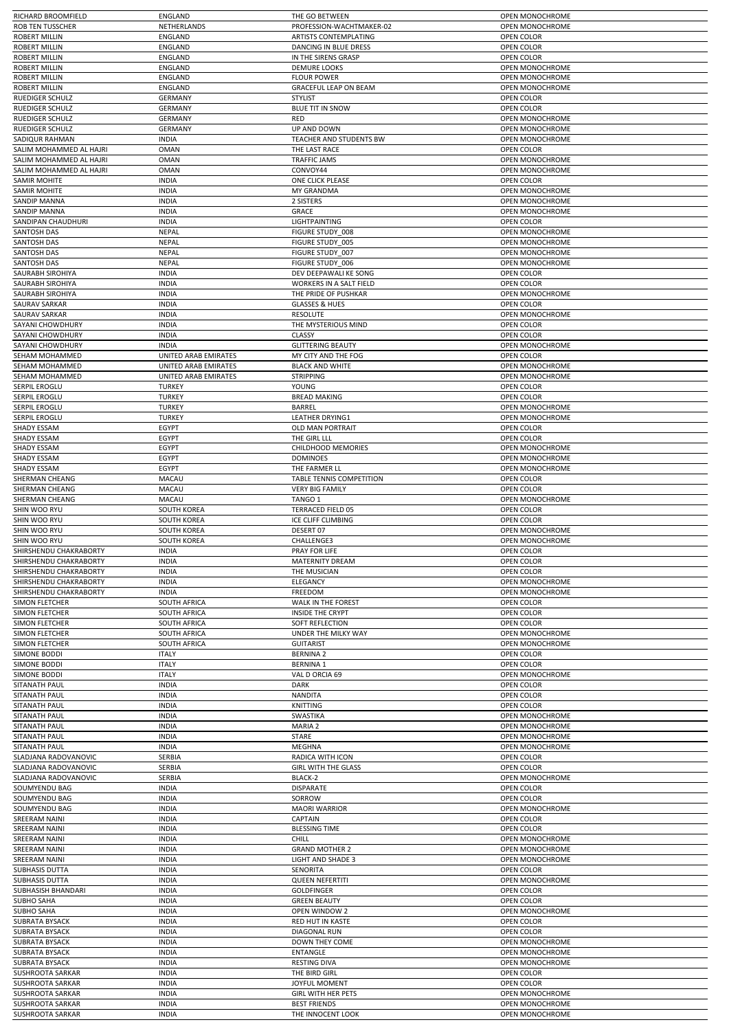| | | | |
|---|---|---|---|
| RICHARD BROOMFIELD | ENGLAND | THE GO BETWEEN | OPEN MONOCHROME |
| ROB TEN TUSSCHER | NETHERLANDS | PROFESSION-WACHTMAKER-02 | OPEN MONOCHROME |
| ROBERT MILLIN | ENGLAND | ARTISTS CONTEMPLATING | OPEN COLOR |
| ROBERT MILLIN | ENGLAND | DANCING IN BLUE DRESS | OPEN COLOR |
| ROBERT MILLIN | ENGLAND | IN THE SIRENS GRASP | OPEN COLOR |
| ROBERT MILLIN | ENGLAND | DEMURE LOOKS | OPEN MONOCHROME |
| ROBERT MILLIN | ENGLAND | FLOUR POWER | OPEN MONOCHROME |
| ROBERT MILLIN | ENGLAND | GRACEFUL LEAP ON BEAM | OPEN MONOCHROME |
| RUEDIGER SCHULZ | GERMANY | STYLIST | OPEN COLOR |
| RUEDIGER SCHULZ | GERMANY | BLUE TIT IN SNOW | OPEN COLOR |
| RUEDIGER SCHULZ | GERMANY | RED | OPEN MONOCHROME |
| RUEDIGER SCHULZ | GERMANY | UP AND DOWN | OPEN MONOCHROME |
| SADIQUR RAHMAN | INDIA | TEACHER AND STUDENTS BW | OPEN MONOCHROME |
| SALIM MOHAMMED AL HAJRI | OMAN | THE LAST RACE | OPEN COLOR |
| SALIM MOHAMMED AL HAJRI | OMAN | TRAFFIC JAMS | OPEN MONOCHROME |
| SALIM MOHAMMED AL HAJRI | OMAN | CONVOY44 | OPEN MONOCHROME |
| SAMIR MOHITE | INDIA | ONE CLICK PLEASE | OPEN COLOR |
| SAMIR MOHITE | INDIA | MY GRANDMA | OPEN MONOCHROME |
| SANDIP MANNA | INDIA | 2 SISTERS | OPEN MONOCHROME |
| SANDIP MANNA | INDIA | GRACE | OPEN MONOCHROME |
| SANDIPAN CHAUDHURI | INDIA | LIGHTPAINTING | OPEN COLOR |
| SANTOSH DAS | NEPAL | FIGURE STUDY_008 | OPEN MONOCHROME |
| SANTOSH DAS | NEPAL | FIGURE STUDY_005 | OPEN MONOCHROME |
| SANTOSH DAS | NEPAL | FIGURE STUDY_007 | OPEN MONOCHROME |
| SANTOSH DAS | NEPAL | FIGURE STUDY_006 | OPEN MONOCHROME |
| SAURABH SIROHIYA | INDIA | DEV DEEPAWALI KE SONG | OPEN COLOR |
| SAURABH SIROHIYA | INDIA | WORKERS IN A SALT FIELD | OPEN COLOR |
| SAURABH SIROHIYA | INDIA | THE PRIDE OF PUSHKAR | OPEN MONOCHROME |
| SAURAV SARKAR | INDIA | GLASSES & HUES | OPEN COLOR |
| SAURAV SARKAR | INDIA | RESOLUTE | OPEN MONOCHROME |
| SAYANI CHOWDHURY | INDIA | THE MYSTERIOUS MIND | OPEN COLOR |
| SAYANI CHOWDHURY | INDIA | CLASSY | OPEN COLOR |
| SAYANI CHOWDHURY | INDIA | GLITTERING BEAUTY | OPEN MONOCHROME |
| SEHAM MOHAMMED | UNITED ARAB EMIRATES | MY CITY AND THE FOG | OPEN COLOR |
| SEHAM MOHAMMED | UNITED ARAB EMIRATES | BLACK AND WHITE | OPEN MONOCHROME |
| SEHAM MOHAMMED | UNITED ARAB EMIRATES | STRIPPING | OPEN MONOCHROME |
| SERPIL EROGLU | TURKEY | YOUNG | OPEN COLOR |
| SERPIL EROGLU | TURKEY | BREAD MAKING | OPEN COLOR |
| SERPIL EROGLU | TURKEY | BARREL | OPEN MONOCHROME |
| SERPIL EROGLU | TURKEY | LEATHER DRYING1 | OPEN MONOCHROME |
| SHADY ESSAM | EGYPT | OLD MAN PORTRAIT | OPEN COLOR |
| SHADY ESSAM | EGYPT | THE GIRL LLL | OPEN COLOR |
| SHADY ESSAM | EGYPT | CHILDHOOD MEMORIES | OPEN MONOCHROME |
| SHADY ESSAM | EGYPT | DOMINOES | OPEN MONOCHROME |
| SHADY ESSAM | EGYPT | THE FARMER LL | OPEN MONOCHROME |
| SHERMAN CHEANG | MACAU | TABLE TENNIS COMPETITION | OPEN COLOR |
| SHERMAN CHEANG | MACAU | VERY BIG FAMILY | OPEN COLOR |
| SHERMAN CHEANG | MACAU | TANGO 1 | OPEN MONOCHROME |
| SHIN WOO RYU | SOUTH KOREA | TERRACED FIELD 05 | OPEN COLOR |
| SHIN WOO RYU | SOUTH KOREA | ICE CLIFF CLIMBING | OPEN COLOR |
| SHIN WOO RYU | SOUTH KOREA | DESERT 07 | OPEN MONOCHROME |
| SHIN WOO RYU | SOUTH KOREA | CHALLENGE3 | OPEN MONOCHROME |
| SHIRSHENDU CHAKRABORTY | INDIA | PRAY FOR LIFE | OPEN COLOR |
| SHIRSHENDU CHAKRABORTY | INDIA | MATERNITY DREAM | OPEN COLOR |
| SHIRSHENDU CHAKRABORTY | INDIA | THE MUSICIAN | OPEN COLOR |
| SHIRSHENDU CHAKRABORTY | INDIA | ELEGANCY | OPEN MONOCHROME |
| SHIRSHENDU CHAKRABORTY | INDIA | FREEDOM | OPEN MONOCHROME |
| SIMON FLETCHER | SOUTH AFRICA | WALK IN THE FOREST | OPEN COLOR |
| SIMON FLETCHER | SOUTH AFRICA | INSIDE THE CRYPT | OPEN COLOR |
| SIMON FLETCHER | SOUTH AFRICA | SOFT REFLECTION | OPEN COLOR |
| SIMON FLETCHER | SOUTH AFRICA | UNDER THE MILKY WAY | OPEN MONOCHROME |
| SIMON FLETCHER | SOUTH AFRICA | GUITARIST | OPEN MONOCHROME |
| SIMONE BODDI | ITALY | BERNINA 2 | OPEN COLOR |
| SIMONE BODDI | ITALY | BERNINA 1 | OPEN COLOR |
| SIMONE BODDI | ITALY | VAL D ORCIA 69 | OPEN MONOCHROME |
| SITANATH PAUL | INDIA | DARK | OPEN COLOR |
| SITANATH PAUL | INDIA | NANDITA | OPEN COLOR |
| SITANATH PAUL | INDIA | KNITTING | OPEN COLOR |
| SITANATH PAUL | INDIA | SWASTIKA | OPEN MONOCHROME |
| SITANATH PAUL | INDIA | MARIA 2 | OPEN MONOCHROME |
| SITANATH PAUL | INDIA | STARE | OPEN MONOCHROME |
| SITANATH PAUL | INDIA | MEGHNA | OPEN MONOCHROME |
| SLADJANA RADOVANOVIC | SERBIA | RADICA WITH ICON | OPEN COLOR |
| SLADJANA RADOVANOVIC | SERBIA | GIRL WITH THE GLASS | OPEN COLOR |
| SLADJANA RADOVANOVIC | SERBIA | BLACK-2 | OPEN MONOCHROME |
| SOUMYENDU BAG | INDIA | DISPARATE | OPEN COLOR |
| SOUMYENDU BAG | INDIA | SORROW | OPEN COLOR |
| SOUMYENDU BAG | INDIA | MAORI WARRIOR | OPEN MONOCHROME |
| SREERAM NAINI | INDIA | CAPTAIN | OPEN COLOR |
| SREERAM NAINI | INDIA | BLESSING TIME | OPEN COLOR |
| SREERAM NAINI | INDIA | CHILL | OPEN MONOCHROME |
| SREERAM NAINI | INDIA | GRAND MOTHER 2 | OPEN MONOCHROME |
| SREERAM NAINI | INDIA | LIGHT AND SHADE 3 | OPEN MONOCHROME |
| SUBHASIS DUTTA | INDIA | SENORITA | OPEN COLOR |
| SUBHASIS DUTTA | INDIA | QUEEN NEFERTITI | OPEN MONOCHROME |
| SUBHASISH BHANDARI | INDIA | GOLDFINGER | OPEN COLOR |
| SUBHO SAHA | INDIA | GREEN BEAUTY | OPEN COLOR |
| SUBHO SAHA | INDIA | OPEN WINDOW 2 | OPEN MONOCHROME |
| SUBRATA BYSACK | INDIA | RED HUT IN KASTE | OPEN COLOR |
| SUBRATA BYSACK | INDIA | DIAGONAL RUN | OPEN COLOR |
| SUBRATA BYSACK | INDIA | DOWN THEY COME | OPEN MONOCHROME |
| SUBRATA BYSACK | INDIA | ENTANGLE | OPEN MONOCHROME |
| SUBRATA BYSACK | INDIA | RESTING DIVA | OPEN MONOCHROME |
| SUSHROOTA SARKAR | INDIA | THE BIRD GIRL | OPEN COLOR |
| SUSHROOTA SARKAR | INDIA | JOYFUL MOMENT | OPEN COLOR |
| SUSHROOTA SARKAR | INDIA | GIRL WITH HER PETS | OPEN MONOCHROME |
| SUSHROOTA SARKAR | INDIA | BEST FRIENDS | OPEN MONOCHROME |
| SUSHROOTA SARKAR | INDIA | THE INNOCENT LOOK | OPEN MONOCHROME |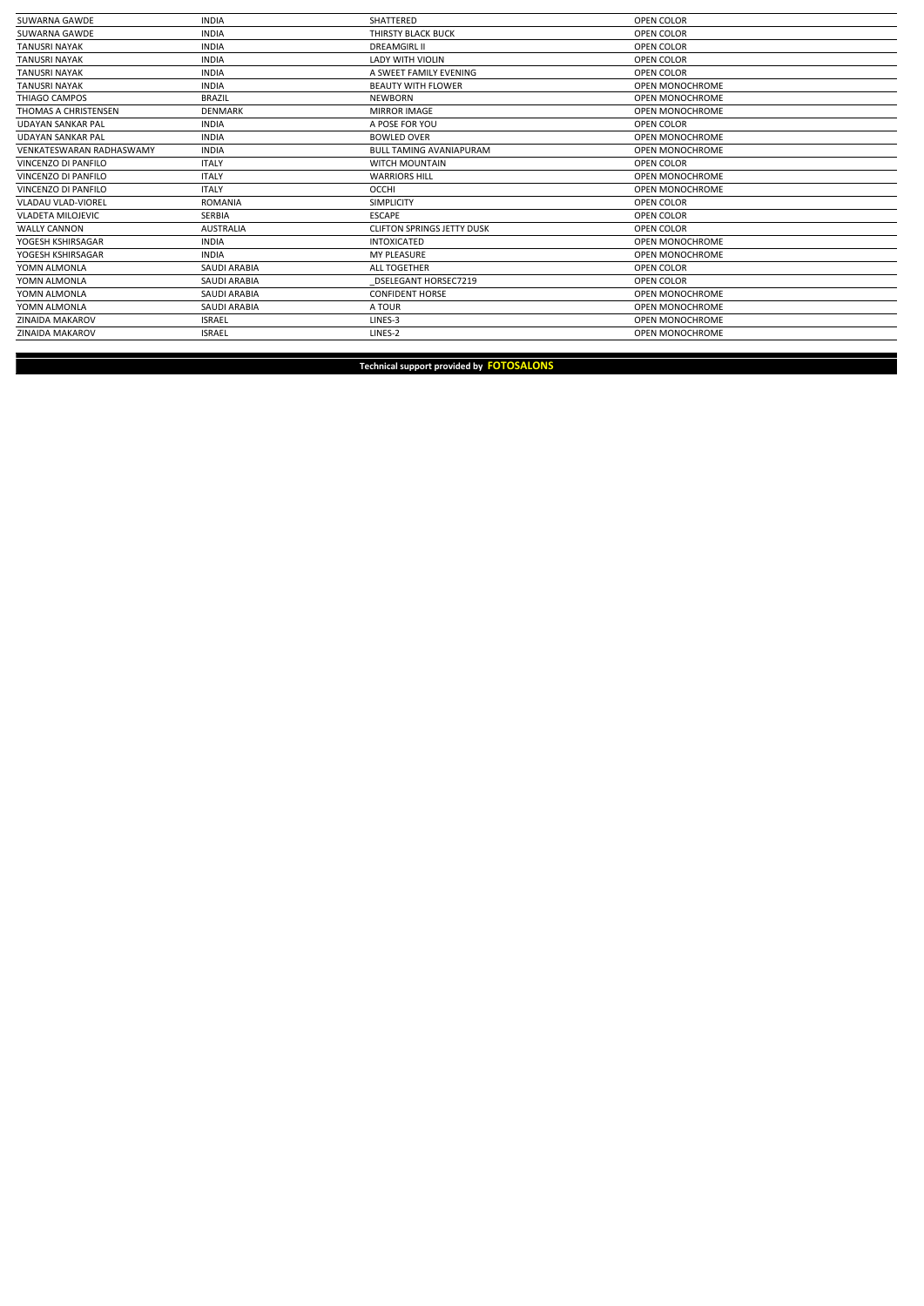| | | | |
|---|---|---|---|
| SUWARNA GAWDE | INDIA | SHATTERED | OPEN COLOR |
| SUWARNA GAWDE | INDIA | THIRSTY BLACK BUCK | OPEN COLOR |
| TANUSRI NAYAK | INDIA | DREAMGIRL II | OPEN COLOR |
| TANUSRI NAYAK | INDIA | LADY WITH VIOLIN | OPEN COLOR |
| TANUSRI NAYAK | INDIA | A SWEET FAMILY EVENING | OPEN COLOR |
| TANUSRI NAYAK | INDIA | BEAUTY WITH FLOWER | OPEN MONOCHROME |
| THIAGO CAMPOS | BRAZIL | NEWBORN | OPEN MONOCHROME |
| THOMAS A CHRISTENSEN | DENMARK | MIRROR IMAGE | OPEN MONOCHROME |
| UDAYAN SANKAR PAL | INDIA | A POSE FOR YOU | OPEN COLOR |
| UDAYAN SANKAR PAL | INDIA | BOWLED OVER | OPEN MONOCHROME |
| VENKATESWARAN RADHASWAMY | INDIA | BULL TAMING AVANIAPURAM | OPEN MONOCHROME |
| VINCENZO DI PANFILO | ITALY | WITCH MOUNTAIN | OPEN COLOR |
| VINCENZO DI PANFILO | ITALY | WARRIORS HILL | OPEN MONOCHROME |
| VINCENZO DI PANFILO | ITALY | OCCHI | OPEN MONOCHROME |
| VLADAU VLAD-VIOREL | ROMANIA | SIMPLICITY | OPEN COLOR |
| VLADETA MILOJEVIC | SERBIA | ESCAPE | OPEN COLOR |
| WALLY CANNON | AUSTRALIA | CLIFTON SPRINGS JETTY DUSK | OPEN COLOR |
| YOGESH KSHIRSAGAR | INDIA | INTOXICATED | OPEN MONOCHROME |
| YOGESH KSHIRSAGAR | INDIA | MY PLEASURE | OPEN MONOCHROME |
| YOMN ALMONLA | SAUDI ARABIA | ALL TOGETHER | OPEN COLOR |
| YOMN ALMONLA | SAUDI ARABIA | _DSELEGANT HORSEC7219 | OPEN COLOR |
| YOMN ALMONLA | SAUDI ARABIA | CONFIDENT HORSE | OPEN MONOCHROME |
| YOMN ALMONLA | SAUDI ARABIA | A TOUR | OPEN MONOCHROME |
| ZINAIDA MAKAROV | ISRAEL | LINES-3 | OPEN MONOCHROME |
| ZINAIDA MAKAROV | ISRAEL | LINES-2 | OPEN MONOCHROME |

**Technical support provided by FOTOSALONS**